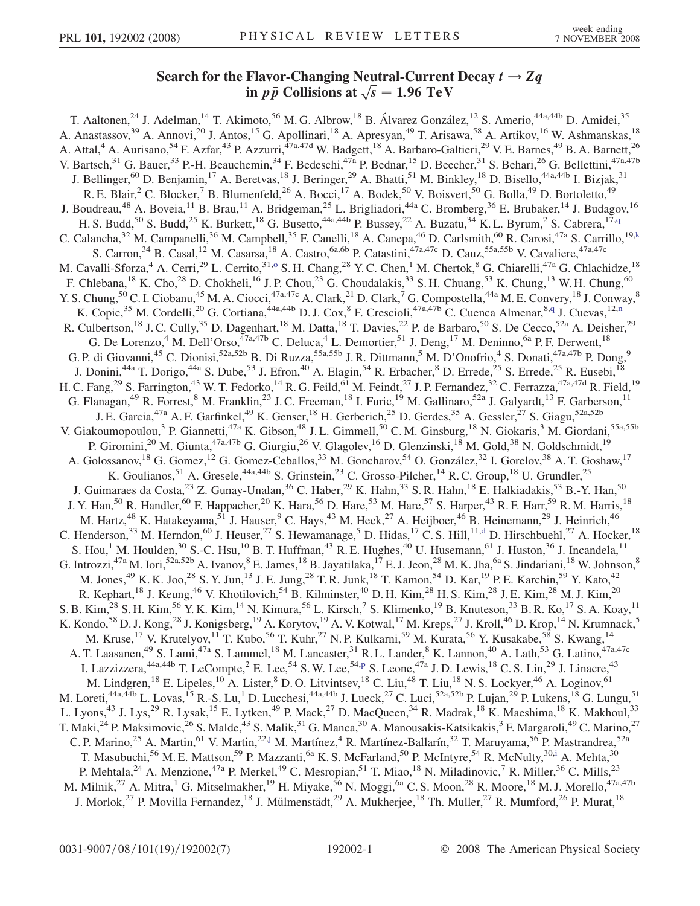# Search for the Flavor-Changing Neutral-Current Decay $t \rightarrow Zq$ in $p\bar{p}$ Collisions at $\sqrt{s} = 1.96$ TeV

T. Aaltonen,[24] J. Adelman,[14] T. Akimoto,[56] M. G. Albrow,[18] B. Álvarez González,[12] S. Amerio,[44a,44b] D. Amidei,[35] A. Anastassov,[39] A. Annovi,[20] J. Antos,[15] G. Apollinari,[18] A. Apresyan,[49] T. Arisawa,[58] A. Artikov,[16] W. Ashmanskas,[18] A. Attal,[4] A. Aurisano,[54] F. Azfar,[43] P. Azzurri,[47a,47d] W. Badgett,[18] A. Barbaro-Galtieri,[29] V. E. Barnes,[49] B. A. Barnett,[26] V. Bartsch,[31] G. Bauer,[33] P.-H. Beauchemin,[34] F. Bedeschi,[47a] P. Bednar,[15] D. Beecher,[31] S. Behari,[26] G. Bellettini,[47a,47b] J. Bellinger,[60] D. Benjamin,[17] A. Beretvas,[18] J. Beringer,[29] A. Bhatti,[51] M. Binkley,[18] D. Bisello,[44a,44b] I. Bizjak,[31] R. E. Blair,[2] C. Blocker,[7] B. Blumenfeld,[26] A. Bocci,[17] A. Bodek,[50] V. Boisvert,[50] G. Bolla,[49] D. Bortoletto,[49] J. Boudreau,[48] A. Boveia,[11] B. Brau,[11] A. Bridgeman,[25] L. Brigliadori,[44a] C. Bromberg,[36] E. Brubaker,[14] J. Budagov,[16] H. S. Budd,[50] S. Budd,[25] K. Burkett,[18] G. Busetto,[44a,44b] P. Bussey,[22] A. Buzatu,[34] K. L. Byrum,[2] S. Cabrera,[17,q] C. Calancha,[32] M. Campanelli,[36] M. Campbell,[35] F. Canelli,[18] A. Canepa,[46] D. Carlsmith,[60] R. Carosi,[47a] S. Carrillo,[19,k] S. Carron,[34] B. Casal,[12] M. Casarsa,[18] A. Castro,[6a,6b] P. Catastini,[47a,47c] D. Cauz,[55a,55b] V. Cavaliere,[47a,47c] M. Cavalli-Sforza,[4] A. Cerri,[29] L. Cerrito,[31,o] S. H. Chang,[28] Y. C. Chen,[1] M. Chertok,[8] G. Chiarelli,[47a] G. Chlachidze,[18] F. Chlebana,[18] K. Cho,[28] D. Chokheli,[16] J. P. Chou,[23] G. Choudalakis,[33] S. H. Chuang,[53] K. Chung,[13] W. H. Chung,[60] Y. S. Chung,[50] C. I. Ciobanu,[45] M. A. Ciocci,[47a,47c] A. Clark,[21] D. Clark,[7] G. Compostella,[44a] M. E. Convery,[18] J. Conway,[8] K. Copic,[35] M. Cordelli,[20] G. Cortiana,[44a,44b] D. J. Cox,[8] F. Crescioli,[47a,47b] C. Cuenca Almenar,[8,q] J. Cuevas,[12,n] R. Culbertson,[18] J. C. Cully,[35] D. Dagenhart,[18] M. Datta,[18] T. Davies,[22] P. de Barbaro,[50] S. De Cecco,[52a] A. Deisher,[29] G. De Lorenzo,[4] M. Dell'Orso,[47a,47b] C. Deluca,[4] L. Demortier,[51] J. Deng,[17] M. Deninno,[6a] P. F. Derwent,[18] G. P. di Giovanni,[45] C. Dionisi,[52a,52b] B. Di Ruzza,[55a,55b] J. R. Dittmann,[5] M. D'Onofrio,[4] S. Donati,[47a,47b] P. Dong,[9] J. Donini,[44a] T. Dorigo,[44a] S. Dube,[53] J. Efron,[40] A. Elagin,[54] R. Erbacher,[8] D. Errede,[25] S. Errede,[25] R. Eusebi,[18] H. C. Fang,[29] S. Farrington,[43] W. T. Fedorko,[14] R. G. Feild,[61] M. Feindt,[27] J. P. Fernandez,[32] C. Ferrazza,[47a,47d] R. Field,[19] G. Flanagan,[49] R. Forrest,[8] M. Franklin,[23] J. C. Freeman,[18] I. Furic,[19] M. Gallinaro,[52a] J. Galyardt,[13] F. Garberson,[11] J. E. Garcia,[47a] A. F. Garfinkel,[49] K. Genser,[18] H. Gerberich,[25] D. Gerdes,[35] A. Gessler,[27] S. Giagu,[52a,52b] V. Giakoumopoulou,[3] P. Giannetti,[47a] K. Gibson,[48] J. L. Gimmell,[50] C. M. Ginsburg,[18] N. Giokaris,[3] M. Giordani,[55a,55b] P. Giromini,[20] M. Giunta,[47a,47b] G. Giurgiu,[26] V. Glagolev,[16] D. Glenzinski,[18] M. Gold,[38] N. Goldschmidt,[19] A. Golossanov,[18] G. Gomez,[12] G. Gomez-Ceballos,[33] M. Goncharov,[54] O. González,[32] I. Gorelov,[38] A. T. Goshaw,[17] K. Goulianos,[51] A. Gresele,[44a,44b] S. Grinstein,[23] C. Grosso-Pilcher,[14] R. C. Group,[18] U. Grundler,[25] J. Guimaraes da Costa,[23] Z. Gunay-Unalan,[36] C. Haber,[29] K. Hahn,[33] S. R. Hahn,[18] E. Halkiadakis,[53] B.-Y. Han,[50] J. Y. Han,[50] R. Handler,[60] F. Happacher,[20] K. Hara,[56] D. Hare,[53] M. Hare,[57] S. Harper,[43] R. F. Harr,[59] R. M. Harris,[18] M. Hartz,[48] K. Hatakeyama,[51] J. Hauser,[9] C. Hays,[43] M. Heck,[27] A. Heijboer,[46] B. Heinemann,[29] J. Heinrich,[46] C. Henderson,[33] M. Herndon,[60] J. Heuser,[27] S. Hewamanage,[5] D. Hidas,[17] C. S. Hill,[11,d] D. Hirschbuehl,[27] A. Hocker,[18] S. Hou,[1] M. Houlden,[30] S.-C. Hsu,[10] B. T. Huffman,[43] R. E. Hughes,[40] U. Husemann,[61] J. Huston,[36] J. Incandela,[11] G. Introzzi,[47a] M. Iori,[52a,52b] A. Ivanov,[8] E. James,[18] B. Jayatilaka,[17] E. J. Jeon,[28] M. K. Jha,[6a] S. Jindariani,[18] W. Johnson,[8] M. Jones,[49] K. K. Joo,[28] S. Y. Jun,[13] J. E. Jung,[28] T. R. Junk,[18] T. Kamon,[54] D. Kar,[19] P. E. Karchin,[59] Y. Kato,[42] R. Kephart,[18] J. Keung,[46] V. Khotilovich,[54] B. Kilminster,[40] D. H. Kim,[28] H. S. Kim,[28] J. E. Kim,[28] M. J. Kim,[20] S. B. Kim,[28] S. H. Kim,[56] Y. K. Kim,[14] N. Kimura,[56] L. Kirsch,[7] S. Klimenko,[19] B. Knuteson,[33] B. R. Ko,[17] S. A. Koay,[11] K. Kondo,[58] D. J. Kong,[28] J. Konigsberg,[19] A. Korytov,[19] A. V. Kotwal,[17] M. Kreps,[27] J. Kroll,[46] D. Krop,[14] N. Krumnack,[5] M. Kruse,[17] V. Krutelyov,[11] T. Kubo,[56] T. Kuhr,[27] N. P. Kulkarni,[59] M. Kurata,[56] Y. Kusakabe,[58] S. Kwang,[14] A. T. Laasanen,[49] S. Lami,[47a] S. Lammel,[18] M. Lancaster,[31] R. L. Lander,[8] K. Lannon,[40] A. Lath,[53] G. Latino,[47a,47c] I. Lazzizzera,[44a,44b] T. LeCompte,[2] E. Lee,[54] S. W. Lee,[54,p] S. Leone,[47a] J. D. Lewis,[18] C. S. Lin,[29] J. Linacre,[43] M. Lindgren,[18] E. Lipeles,[10] A. Lister,[8] D. O. Litvintsev,[18] C. Liu,[48] T. Liu,[18] N. S. Lockyer,[46] A. Loginov,[61] M. Loreti,[44a,44b] L. Lovas,[15] R.-S. Lu,[1] D. Lucchesi,[44a,44b] J. Lueck,[27] C. Luci,[52a,52b] P. Lujan,[29] P. Lukens,[18] G. Lungu,[51] L. Lyons,[43] J. Lys,[29] R. Lysak,[15] E. Lytken,[49] P. Mack,[27] D. MacQueen,[34] R. Madrak,[18] K. Maeshima,[18] K. Makhoul,[33] T. Maki,[24] P. Maksimovic,[26] S. Malde,[43] S. Malik,[31] G. Manca,[30] A. Manousakis-Katsikakis,[3] F. Margaroli,[49] C. Marino,[27] C. P. Marino,[25] A. Martin,[61] V. Martin,[22,j] M. Martínez,[4] R. Martínez-Ballarín,[32] T. Maruyama,[56] P. Mastrandrea,[52a] T. Masubuchi,[56] M. E. Mattson,[59] P. Mazzanti,[6a] K. S. McFarland,[50] P. McIntyre,[54] R. McNulty,[30,i] A. Mehta,[30] P. Mehtala,[24] A. Menzione,[47a] P. Merkel,[49] C. Mesropian,[51] T. Miao,[18] N. Miladinovic,[7] R. Miller,[36] C. Mills,[23] M. Milnik,[27] A. Mitra,[1] G. Mitselmakher,[19] H. Miyake,[56] N. Moggi,[6a] C. S. Moon,[28] R. Moore,[18] M. J. Morello,[47a,47b] J. Morlok,[27] P. Movilla Fernandez,[18] J. Mülmenstädt,[29] A. Mukherjee,[18] Th. Muller,[27] R. Mumford,[26] P. Murat,[18]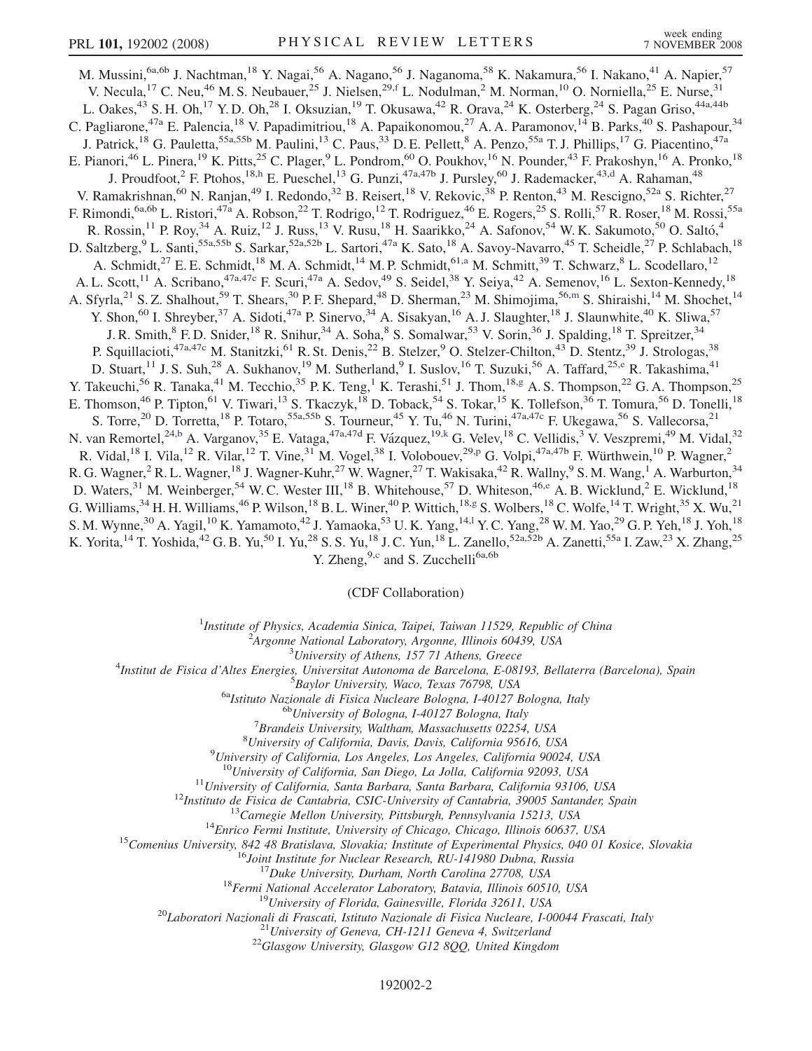M. Mussini,[6a,6b] J. Nachtman,[18] Y. Nagai,[56] A. Nagano,[56] J. Naganoma,[58] K. Nakamura,[56] I. Nakano,[41] A. Napier,[57] V. Necula,[17] C. Neu,[46] M. S. Neubauer,[25] J. Nielsen,[29,f] L. Nodulman,[2] M. Norman,[10] O. Norniella,[25] E. Nurse,[31] L. Oakes,[43] S. H. Oh,[17] Y. D. Oh,[28] I. Oksuzian,[19] T. Okusawa,[42] R. Orava,[24] K. Osterberg,[24] S. Pagan Griso,[44a,44b] C. Pagliarone,[47a] E. Palencia,[18] V. Papadimitriou,[18] A. Papaikonomou,[27] A. A. Paramonov,[14] B. Parks,[40] S. Pashapour,[34] J. Patrick,[18] G. Pauletta,[55a,55b] M. Paulini,[13] C. Paus,[33] D. E. Pellett,[8] A. Penzo,[55a] T. J. Phillips,[17] G. Piacentino,[47a] E. Pianori,[46] L. Pinera,[19] K. Pitts,[25] C. Plager,[9] L. Pondrom,[60] O. Poukhov,[16] N. Pounder,[43] F. Prakoshyn,[16] A. Pronko,[18] J. Proudfoot,[2] F. Ptohos,[18,h] E. Pueschel,[13] G. Punzi,[47a,47b] J. Pursley,[60] J. Rademacker,[43,d] A. Rahaman,[48] V. Ramakrishnan,[60] N. Ranjan,[49] I. Redondo,[32] B. Reisert,[18] V. Rekovic,[38] P. Renton,[43] M. Rescigno,[52a] S. Richter,[27] F. Rimondi,[6a,6b] L. Ristori,[47a] A. Robson,[22] T. Rodrigo,[12] T. Rodriguez,[46] E. Rogers,[25] S. Rolli,[57] R. Roser,[18] M. Rossi,[55a] R. Rossin,[11] P. Roy,[34] A. Ruiz,[12] J. Russ,[13] V. Rusu,[18] H. Saarikko,[24] A. Safonov,[54] W. K. Sakumoto,[50] O. Saltó,[4] D. Saltzberg,[9] L. Santi,[55a,55b] S. Sarkar,[52a,52b] L. Sartori,[47a] K. Sato,[18] A. Savoy-Navarro,[45] T. Scheidle,[27] P. Schlabach,[18] A. Schmidt,[27] E. E. Schmidt,[18] M. A. Schmidt,[14] M. P. Schmidt,[61,a] M. Schmitt,[39] T. Schwarz,[8] L. Scodellaro,[12] A. L. Scott,[11] A. Scribano,[47a,47c] F. Scuri,[47a] A. Sedov,[49] S. Seidel,[38] Y. Seiya,[42] A. Semenov,[16] L. Sexton-Kennedy,[18] A. Sfyrla,[21] S. Z. Shalhout,[59] T. Shears,[30] P. F. Shepard,[48] D. Sherman,[23] M. Shimojima,[56,m] S. Shiraishi,[14] M. Shochet,[14] Y. Shon,[60] I. Shreyber,[37] A. Sidoti,[47a] P. Sinervo,[34] A. Sisakyan,[16] A. J. Slaughter,[18] J. Slaunwhite,[40] K. Sliwa,[57] J. R. Smith,[8] F. D. Snider,[18] R. Snihur,[34] A. Soha,[8] S. Somalwar,[53] V. Sorin,[36] J. Spalding,[18] T. Spreitzer,[34] P. Squillacioti,[47a,47c] M. Stanitzki,[61] R. St. Denis,[22] B. Stelzer,[9] O. Stelzer-Chilton,[43] D. Stentz,[39] J. Strologas,[38] D. Stuart,[11] J. S. Suh,[28] A. Sukhanov,[19] M. Sutherland,[9] I. Suslov,[16] T. Suzuki,[56] A. Taffard,[25,e] R. Takashima,[41] Y. Takeuchi,[56] R. Tanaka,[41] M. Tecchio,[35] P. K. Teng,[1] K. Terashi,[51] J. Thom,[18,g] A. S. Thompson,[22] G. A. Thompson,[25] E. Thomson,[46] P. Tipton,[61] V. Tiwari,[13] S. Tkaczyk,[18] D. Toback,[54] S. Tokar,[15] K. Tollefson,[36] T. Tomura,[56] D. Tonelli,[18] S. Torre,[20] D. Torretta,[18] P. Totaro,[55a,55b] S. Tourneur,[45] Y. Tu,[46] N. Turini,[47a,47c] F. Ukegawa,[56] S. Vallecorsa,[21] N. van Remortel,[24,b] A. Varganov,[35] E. Vataga,[47a,47d] F. Vázquez,[19,k] G. Velev,[18] C. Vellidis,[3] V. Veszpremi,[49] M. Vidal,[32] R. Vidal,[18] I. Vila,[12] R. Vilar,[12] T. Vine,[31] M. Vogel,[38] I. Volobouev,[29,p] G. Volpi,[47a,47b] F. Würthwein,[10] P. Wagner,[2] R. G. Wagner,[2] R. L. Wagner,[18] J. Wagner-Kuhr,[27] W. Wagner,[27] T. Wakisaka,[42] R. Wallny,[9] S. M. Wang,[1] A. Warburton,[34] D. Waters,[31] M. Weinberger,[54] W. C. Wester III,[18] B. Whitehouse,[57] D. Whiteson,[46,e] A. B. Wicklund,[2] E. Wicklund,[18] G. Williams,[34] H. H. Williams,[46] P. Wilson,[18] B. L. Winer,[40] P. Wittich,[18,g] S. Wolbers,[18] C. Wolfe,[14] T. Wright,[35] X. Wu,[21] S. M. Wynne,[30] A. Yagil,[10] K. Yamamoto,[42] J. Yamaoka,[53] U. K. Yang,[14,l] Y. C. Yang,[28] W. M. Yao,[29] G. P. Yeh,[18] J. Yoh,[18] K. Yorita,[14] T. Yoshida,[42] G. B. Yu,[50] I. Yu,[28] S. S. Yu,[18] J. C. Yun,[18] L. Zanello,[52a,52b] A. Zanetti,[55a] I. Zaw,[23] X. Zhang,[25] Y. Zheng,[9,c] and S. Zucchelli[6a,6b]

(CDF Collaboration)

[1]*Institute of Physics, Academia Sinica, Taipei, Taiwan 11529, Republic of China*
[2]*Argonne National Laboratory, Argonne, Illinois 60439, USA*
[3]*University of Athens, 157 71 Athens, Greece*
[4]*Institut de Fisica d'Altes Energies, Universitat Autonoma de Barcelona, E-08193, Bellaterra (Barcelona), Spain*
[5]*Baylor University, Waco, Texas 76798, USA*
[6a]*Istituto Nazionale di Fisica Nucleare Bologna, I-40127 Bologna, Italy*
[6b]*University of Bologna, I-40127 Bologna, Italy*
[7]*Brandeis University, Waltham, Massachusetts 02254, USA*
[8]*University of California, Davis, Davis, California 95616, USA*
[9]*University of California, Los Angeles, Los Angeles, California 90024, USA*
[10]*University of California, San Diego, La Jolla, California 92093, USA*
[11]*University of California, Santa Barbara, Santa Barbara, California 93106, USA*
[12]*Instituto de Fisica de Cantabria, CSIC-University of Cantabria, 39005 Santander, Spain*
[13]*Carnegie Mellon University, Pittsburgh, Pennsylvania 15213, USA*
[14]*Enrico Fermi Institute, University of Chicago, Chicago, Illinois 60637, USA*
[15]*Comenius University, 842 48 Bratislava, Slovakia; Institute of Experimental Physics, 040 01 Kosice, Slovakia*
[16]*Joint Institute for Nuclear Research, RU-141980 Dubna, Russia*
[17]*Duke University, Durham, North Carolina 27708, USA*
[18]*Fermi National Accelerator Laboratory, Batavia, Illinois 60510, USA*
[19]*University of Florida, Gainesville, Florida 32611, USA*
[20]*Laboratori Nazionali di Frascati, Istituto Nazionale di Fisica Nucleare, I-00044 Frascati, Italy*
[21]*University of Geneva, CH-1211 Geneva 4, Switzerland*
[22]*Glasgow University, Glasgow G12 8QQ, United Kingdom*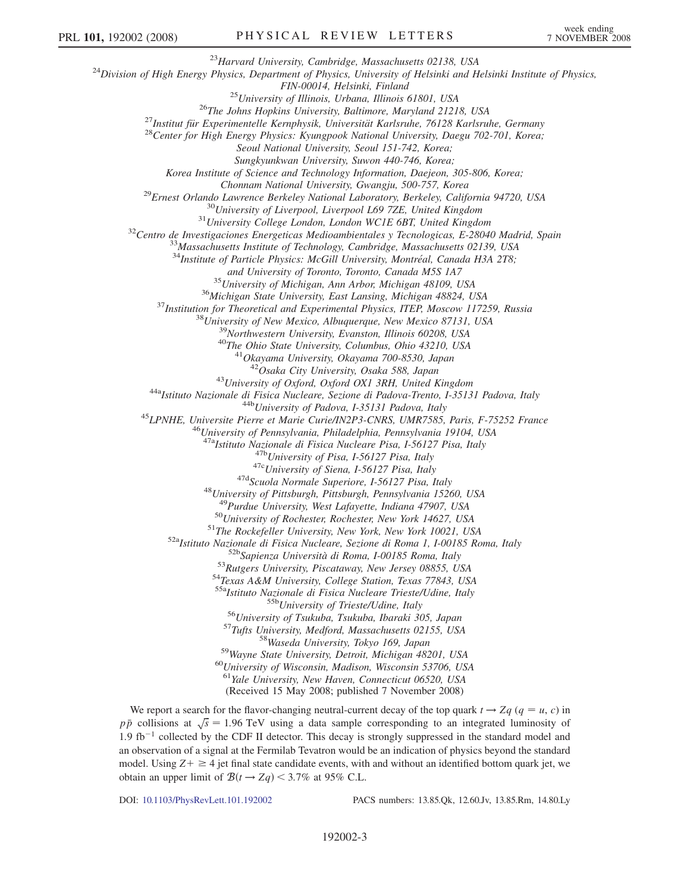[23]*Harvard University, Cambridge, Massachusetts 02138, USA*
[24]*Division of High Energy Physics, Department of Physics, University of Helsinki and Helsinki Institute of Physics, FIN-00014, Helsinki, Finland*
[25]*University of Illinois, Urbana, Illinois 61801, USA*
[26]*The Johns Hopkins University, Baltimore, Maryland 21218, USA*
[27]*Institut für Experimentelle Kernphysik, Universität Karlsruhe, 76128 Karlsruhe, Germany*
[28]*Center for High Energy Physics: Kyungpook National University, Daegu 702-701, Korea; Seoul National University, Seoul 151-742, Korea; Sungkyunkwan University, Suwon 440-746, Korea; Korea Institute of Science and Technology Information, Daejeon, 305-806, Korea; Chonnam National University, Gwangju, 500-757, Korea*
[29]*Ernest Orlando Lawrence Berkeley National Laboratory, Berkeley, California 94720, USA*
[30]*University of Liverpool, Liverpool L69 7ZE, United Kingdom*
[31]*University College London, London WC1E 6BT, United Kingdom*
[32]*Centro de Investigaciones Energeticas Medioambientales y Tecnologicas, E-28040 Madrid, Spain*
[33]*Massachusetts Institute of Technology, Cambridge, Massachusetts 02139, USA*
[34]*Institute of Particle Physics: McGill University, Montréal, Canada H3A 2T8; and University of Toronto, Toronto, Canada M5S 1A7*
[35]*University of Michigan, Ann Arbor, Michigan 48109, USA*
[36]*Michigan State University, East Lansing, Michigan 48824, USA*
[37]*Institution for Theoretical and Experimental Physics, ITEP, Moscow 117259, Russia*
[38]*University of New Mexico, Albuquerque, New Mexico 87131, USA*
[39]*Northwestern University, Evanston, Illinois 60208, USA*
[40]*The Ohio State University, Columbus, Ohio 43210, USA*
[41]*Okayama University, Okayama 700-8530, Japan*
[42]*Osaka City University, Osaka 588, Japan*
[43]*University of Oxford, Oxford OX1 3RH, United Kingdom*
[44a]*Istituto Nazionale di Fisica Nucleare, Sezione di Padova-Trento, I-35131 Padova, Italy*
[44b]*University of Padova, I-35131 Padova, Italy*
[45]*LPNHE, Universite Pierre et Marie Curie/IN2P3-CNRS, UMR7585, Paris, F-75252 France*
[46]*University of Pennsylvania, Philadelphia, Pennsylvania 19104, USA*
[47a]*Istituto Nazionale di Fisica Nucleare Pisa, I-56127 Pisa, Italy*
[47b]*University of Pisa, I-56127 Pisa, Italy*
[47c]*University of Siena, I-56127 Pisa, Italy*
[47d]*Scuola Normale Superiore, I-56127 Pisa, Italy*
[48]*University of Pittsburgh, Pittsburgh, Pennsylvania 15260, USA*
[49]*Purdue University, West Lafayette, Indiana 47907, USA*
[50]*University of Rochester, Rochester, New York 14627, USA*
[51]*The Rockefeller University, New York, New York 10021, USA*
[52a]*Istituto Nazionale di Fisica Nucleare, Sezione di Roma 1, I-00185 Roma, Italy*
[52b]*Sapienza Università di Roma, I-00185 Roma, Italy*
[53]*Rutgers University, Piscataway, New Jersey 08855, USA*
[54]*Texas A&M University, College Station, Texas 77843, USA*
[55a]*Istituto Nazionale di Fisica Nucleare Trieste/Udine, Italy*
[55b]*University of Trieste/Udine, Italy*
[56]*University of Tsukuba, Tsukuba, Ibaraki 305, Japan*
[57]*Tufts University, Medford, Massachusetts 02155, USA*
[58]*Waseda University, Tokyo 169, Japan*
[59]*Wayne State University, Detroit, Michigan 48201, USA*
[60]*University of Wisconsin, Madison, Wisconsin 53706, USA*
[61]*Yale University, New Haven, Connecticut 06520, USA*

(Received 15 May 2008; published 7 November 2008)

We report a search for the flavor-changing neutral-current decay of the top quark $t \rightarrow Zq$ ($q = u$, $c$) in $p\bar{p}$ collisions at $\sqrt{s} = 1.96$ TeV using a data sample corresponding to an integrated luminosity of $1.9\ \text{fb}^{-1}$ collected by the CDF II detector. This decay is strongly suppressed in the standard model and an observation of a signal at the Fermilab Tevatron would be an indication of physics beyond the standard model. Using $Z + \geq 4$ jet final state candidate events, with and without an identified bottom quark jet, we obtain an upper limit of $\mathcal{B}(t \rightarrow Zq) < 3.7\%$ at 95% C.L.

DOI: 10.1103/PhysRevLett.101.192002 PACS numbers: 13.85.Qk, 12.60.Jv, 13.85.Rm, 14.80.Ly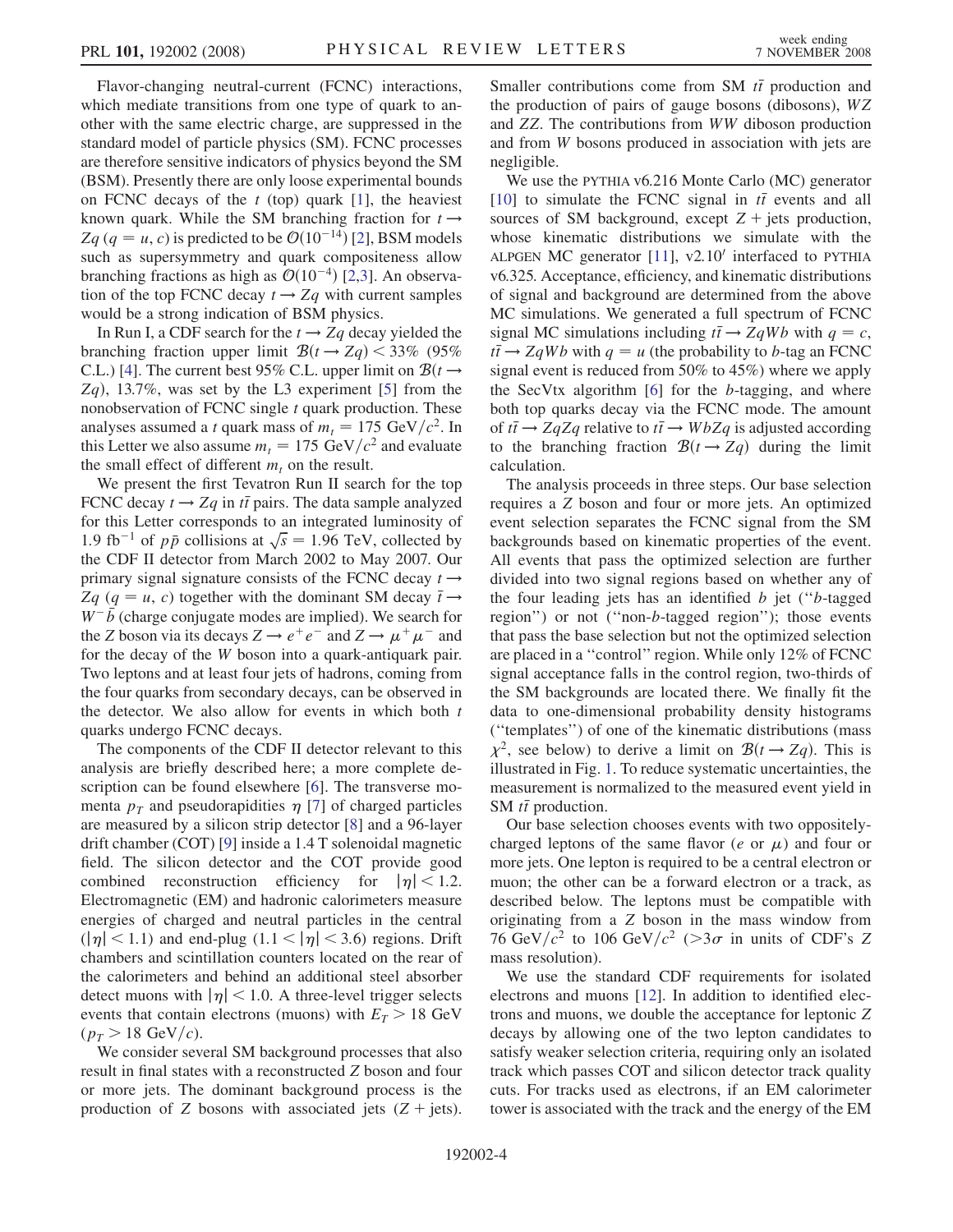Flavor-changing neutral-current (FCNC) interactions, which mediate transitions from one type of quark to another with the same electric charge, are suppressed in the standard model of particle physics (SM). FCNC processes are therefore sensitive indicators of physics beyond the SM (BSM). Presently there are only loose experimental bounds on FCNC decays of the $t$ (top) quark [1], the heaviest known quark. While the SM branching fraction for $t \to Zq$ ($q = u, c$) is predicted to be $\mathcal{O}(10^{-14})$ [2], BSM models such as supersymmetry and quark compositeness allow branching fractions as high as $\mathcal{O}(10^{-4})$ [2,3]. An observation of the top FCNC decay $t \to Zq$ with current samples would be a strong indication of BSM physics.

In Run I, a CDF search for the $t \to Zq$ decay yielded the branching fraction upper limit $\mathcal{B}(t \to Zq) < 33\%$ (95% C.L.) [4]. The current best 95% C.L. upper limit on $\mathcal{B}(t \to Zq)$, 13.7%, was set by the L3 experiment [5] from the nonobservation of FCNC single $t$ quark production. These analyses assumed a $t$ quark mass of $m_t = 175\ \mathrm{GeV}/c^2$. In this Letter we also assume $m_t = 175\ \mathrm{GeV}/c^2$ and evaluate the small effect of different $m_t$ on the result.

We present the first Tevatron Run II search for the top FCNC decay $t \to Zq$ in $t\bar{t}$ pairs. The data sample analyzed for this Letter corresponds to an integrated luminosity of $1.9\ \mathrm{fb}^{-1}$ of $p\bar{p}$ collisions at $\sqrt{s} = 1.96$ TeV, collected by the CDF II detector from March 2002 to May 2007. Our primary signal signature consists of the FCNC decay $t \to Zq$ ($q = u, c$) together with the dominant SM decay $\bar{t} \to W^- \bar{b}$ (charge conjugate modes are implied). We search for the $Z$ boson via its decays $Z \to e^+e^-$ and $Z \to \mu^+\mu^-$ and for the decay of the $W$ boson into a quark-antiquark pair. Two leptons and at least four jets of hadrons, coming from the four quarks from secondary decays, can be observed in the detector. We also allow for events in which both $t$ quarks undergo FCNC decays.

The components of the CDF II detector relevant to this analysis are briefly described here; a more complete description can be found elsewhere [6]. The transverse momenta $p_T$ and pseudorapidities $\eta$ [7] of charged particles are measured by a silicon strip detector [8] and a 96-layer drift chamber (COT) [9] inside a 1.4 T solenoidal magnetic field. The silicon detector and the COT provide good combined reconstruction efficiency for $|\eta| < 1.2$. Electromagnetic (EM) and hadronic calorimeters measure energies of charged and neutral particles in the central ($|\eta| < 1.1$) and end-plug ($1.1 < |\eta| < 3.6$) regions. Drift chambers and scintillation counters located on the rear of the calorimeters and behind an additional steel absorber detect muons with $|\eta| < 1.0$. A three-level trigger selects events that contain electrons (muons) with $E_T > 18$ GeV ($p_T > 18\ \mathrm{GeV}/c$).

We consider several SM background processes that also result in final states with a reconstructed $Z$ boson and four or more jets. The dominant background process is the production of $Z$ bosons with associated jets ($Z$ + jets). Smaller contributions come from SM $t\bar{t}$ production and the production of pairs of gauge bosons (dibosons), $WZ$ and $ZZ$. The contributions from $WW$ diboson production and from $W$ bosons produced in association with jets are negligible.

We use the PYTHIA v6.216 Monte Carlo (MC) generator [10] to simulate the FCNC signal in $t\bar{t}$ events and all sources of SM background, except $Z$ + jets production, whose kinematic distributions we simulate with the ALPGEN MC generator [11], v2.10′ interfaced to PYTHIA v6.325. Acceptance, efficiency, and kinematic distributions of signal and background are determined from the above MC simulations. We generated a full spectrum of FCNC signal MC simulations including $t\bar{t} \to ZqWb$ with $q = c$, $t\bar{t} \to ZqWb$ with $q = u$ (the probability to $b$-tag an FCNC signal event is reduced from 50% to 45%) where we apply the SecVtx algorithm [6] for the $b$-tagging, and where both top quarks decay via the FCNC mode. The amount of $t\bar{t} \to ZqZq$ relative to $t\bar{t} \to WbZq$ is adjusted according to the branching fraction $\mathcal{B}(t \to Zq)$ during the limit calculation.

The analysis proceeds in three steps. Our base selection requires a $Z$ boson and four or more jets. An optimized event selection separates the FCNC signal from the SM backgrounds based on kinematic properties of the event. All events that pass the optimized selection are further divided into two signal regions based on whether any of the four leading jets has an identified $b$ jet ("$b$-tagged region") or not ("non-$b$-tagged region"); those events that pass the base selection but not the optimized selection are placed in a "control" region. While only 12% of FCNC signal acceptance falls in the control region, two-thirds of the SM backgrounds are located there. We finally fit the data to one-dimensional probability density histograms ("templates") of one of the kinematic distributions (mass $\chi^2$, see below) to derive a limit on $\mathcal{B}(t \to Zq)$. This is illustrated in Fig. 1. To reduce systematic uncertainties, the measurement is normalized to the measured event yield in SM $t\bar{t}$ production.

Our base selection chooses events with two oppositely-charged leptons of the same flavor ($e$ or $\mu$) and four or more jets. One lepton is required to be a central electron or muon; the other can be a forward electron or a track, as described below. The leptons must be compatible with originating from a $Z$ boson in the mass window from $76\ \mathrm{GeV}/c^2$ to $106\ \mathrm{GeV}/c^2$ ($>3\sigma$ in units of CDF's $Z$ mass resolution).

We use the standard CDF requirements for isolated electrons and muons [12]. In addition to identified electrons and muons, we double the acceptance for leptonic $Z$ decays by allowing one of the two lepton candidates to satisfy weaker selection criteria, requiring only an isolated track which passes COT and silicon detector track quality cuts. For tracks used as electrons, if an EM calorimeter tower is associated with the track and the energy of the EM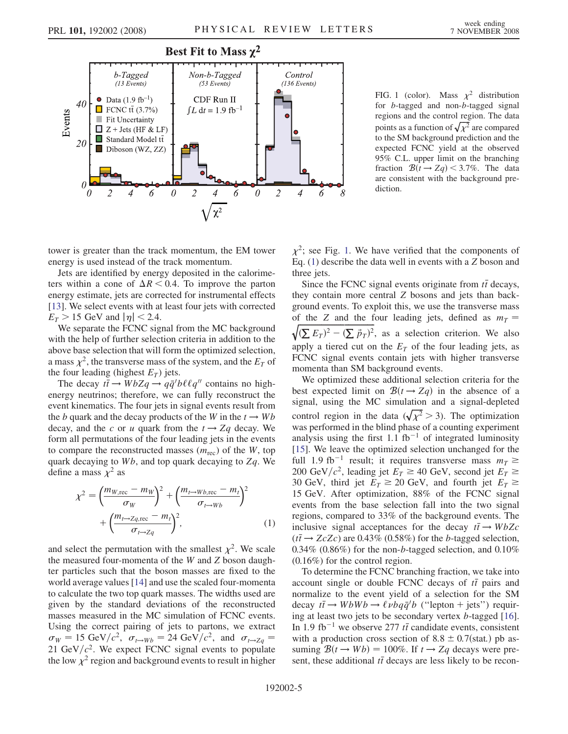FIG. 1 (color). Mass $\chi^2$ distribution for $b$-tagged and non-$b$-tagged signal regions and the control region. The data points as a function of $\sqrt{\chi^2}$ are compared to the SM background prediction and the expected FCNC yield at the observed 95% C.L. upper limit on the branching fraction $\mathcal{B}(t \to Zq) < 3.7\%$. The data are consistent with the background prediction.

tower is greater than the track momentum, the EM tower energy is used instead of the track momentum.

Jets are identified by energy deposited in the calorimeters within a cone of $\Delta R < 0.4$. To improve the parton energy estimate, jets are corrected for instrumental effects [13]. We select events with at least four jets with corrected $E_T > 15$ GeV and $|\eta| < 2.4$.

We separate the FCNC signal from the MC background with the help of further selection criteria in addition to the above base selection that will form the optimized selection, a mass $\chi^2$, the transverse mass of the system, and the $E_T$ of the four leading (highest $E_T$) jets.

The decay $t\bar{t} \to WbZq \to q\bar{q}'b\ell\ell q''$ contains no high-energy neutrinos; therefore, we can fully reconstruct the event kinematics. The four jets in signal events result from the $b$ quark and the decay products of the $W$ in the $t \to Wb$ decay, and the $c$ or $u$ quark from the $t \to Zq$ decay. We form all permutations of the four leading jets in the events to compare the reconstructed masses ($m_{\rm rec}$) of the $W$, top quark decaying to $Wb$, and top quark decaying to $Zq$. We define a mass $\chi^2$ as

$$\chi^2 = \left(\frac{m_{W,\rm rec} - m_W}{\sigma_W}\right)^2 + \left(\frac{m_{t\to Wb,\rm rec} - m_t}{\sigma_{t\to Wb}}\right)^2 + \left(\frac{m_{t\to Zq,\rm rec} - m_t}{\sigma_{t\to Zq}}\right)^2, \quad (1)$$

and select the permutation with the smallest $\chi^2$. We scale the measured four-momenta of the $W$ and $Z$ boson daughter particles such that the boson masses are fixed to the world average values [14] and use the scaled four-momenta to calculate the two top quark masses. The widths used are given by the standard deviations of the reconstructed masses measured in the MC simulation of FCNC events. Using the correct pairing of jets to partons, we extract $\sigma_W = 15$ GeV$/c^2$, $\sigma_{t\to Wb} = 24$ GeV$/c^2$, and $\sigma_{t\to Zq} = 21$ GeV$/c^2$. We expect FCNC signal events to populate the low $\chi^2$ region and background events to result in higher $\chi^2$; see Fig. 1. We have verified that the components of Eq. (1) describe the data well in events with a $Z$ boson and three jets.

Since the FCNC signal events originate from $t\bar{t}$ decays, they contain more central $Z$ bosons and jets than background events. To exploit this, we use the transverse mass of the $Z$ and the four leading jets, defined as $m_T = \sqrt{(\sum E_T)^2 - (\sum \vec{p}_T)^2}$, as a selection criterion. We also apply a tiered cut on the $E_T$ of the four leading jets, as FCNC signal events contain jets with higher transverse momenta than SM background events.

We optimized these additional selection criteria for the best expected limit on $\mathcal{B}(t \to Zq)$ in the absence of a signal, using the MC simulation and a signal-depleted control region in the data ($\sqrt{\chi^2} > 3$). The optimization was performed in the blind phase of a counting experiment analysis using the first 1.1 fb$^{-1}$ of integrated luminosity [15]. We leave the optimized selection unchanged for the full 1.9 fb$^{-1}$ result; it requires transverse mass $m_T \geq 200$ GeV$/c^2$, leading jet $E_T \geq 40$ GeV, second jet $E_T \geq 30$ GeV, third jet $E_T \geq 20$ GeV, and fourth jet $E_T \geq 15$ GeV. After optimization, 88% of the FCNC signal events from the base selection fall into the two signal regions, compared to 33% of the background events. The inclusive signal acceptances for the decay $t\bar{t} \to WbZc$ ($t\bar{t} \to ZcZc$) are 0.43% (0.58%) for the $b$-tagged selection, 0.34% (0.86%) for the non-$b$-tagged selection, and 0.10% (0.16%) for the control region.

To determine the FCNC branching fraction, we take into account single or double FCNC decays of $t\bar{t}$ pairs and normalize to the event yield of a selection for the SM decay $t\bar{t} \to WbWb \to \ell\nu bq\bar{q}'b$ ("lepton + jets") requiring at least two jets to be secondary vertex $b$-tagged [16]. In 1.9 fb$^{-1}$ we observe 277 $t\bar{t}$ candidate events, consistent with a production cross section of $8.8 \pm 0.7$(stat.) pb assuming $\mathcal{B}(t \to Wb) = 100\%$. If $t \to Zq$ decays were present, these additional $t\bar{t}$ decays are less likely to be recon-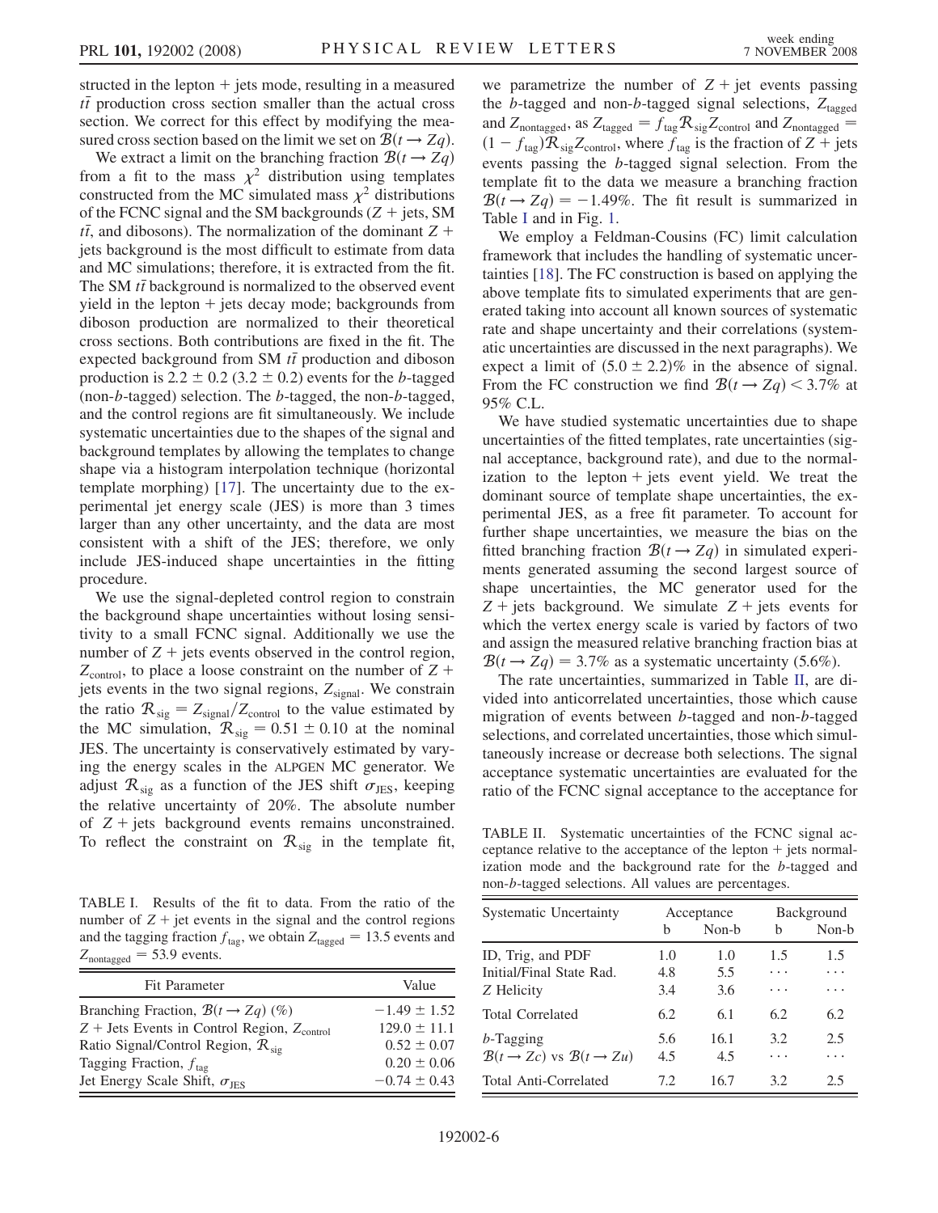structed in the lepton + jets mode, resulting in a measured $t\bar{t}$ production cross section smaller than the actual cross section. We correct for this effect by modifying the measured cross section based on the limit we set on $\mathcal{B}(t \rightarrow Zq)$.

We extract a limit on the branching fraction $\mathcal{B}(t \rightarrow Zq)$ from a fit to the mass $\chi^2$ distribution using templates constructed from the MC simulated mass $\chi^2$ distributions of the FCNC signal and the SM backgrounds ($Z$ + jets, SM $t\bar{t}$, and dibosons). The normalization of the dominant $Z$ + jets background is the most difficult to estimate from data and MC simulations; therefore, it is extracted from the fit. The SM $t\bar{t}$ background is normalized to the observed event yield in the lepton + jets decay mode; backgrounds from diboson production are normalized to their theoretical cross sections. Both contributions are fixed in the fit. The expected background from SM $t\bar{t}$ production and diboson production is $2.2 \pm 0.2$ ($3.2 \pm 0.2$) events for the $b$-tagged (non-$b$-tagged) selection. The $b$-tagged, the non-$b$-tagged, and the control regions are fit simultaneously. We include systematic uncertainties due to the shapes of the signal and background templates by allowing the templates to change shape via a histogram interpolation technique (horizontal template morphing) [17]. The uncertainty due to the experimental jet energy scale (JES) is more than 3 times larger than any other uncertainty, and the data are most consistent with a shift of the JES; therefore, we only include JES-induced shape uncertainties in the fitting procedure.

We use the signal-depleted control region to constrain the background shape uncertainties without losing sensitivity to a small FCNC signal. Additionally we use the number of $Z$ + jets events observed in the control region, $Z_{\text{control}}$, to place a loose constraint on the number of $Z$ + jets events in the two signal regions, $Z_{\text{signal}}$. We constrain the ratio $\mathcal{R}_{\text{sig}} = Z_{\text{signal}}/Z_{\text{control}}$ to the value estimated by the MC simulation, $\mathcal{R}_{\text{sig}} = 0.51 \pm 0.10$ at the nominal JES. The uncertainty is conservatively estimated by varying the energy scales in the ALPGEN MC generator. We adjust $\mathcal{R}_{\text{sig}}$ as a function of the JES shift $\sigma_{\text{JES}}$, keeping the relative uncertainty of 20%. The absolute number of $Z$ + jets background events remains unconstrained. To reflect the constraint on $\mathcal{R}_{\text{sig}}$ in the template fit, we parametrize the number of $Z$ + jet events passing the $b$-tagged and non-$b$-tagged signal selections, $Z_{\text{tagged}}$ and $Z_{\text{nontagged}}$, as $Z_{\text{tagged}} = f_{\text{tag}}\mathcal{R}_{\text{sig}}Z_{\text{control}}$ and $Z_{\text{nontagged}} = (1 - f_{\text{tag}})\mathcal{R}_{\text{sig}}Z_{\text{control}}$, where $f_{\text{tag}}$ is the fraction of $Z$ + jets events passing the $b$-tagged signal selection. From the template fit to the data we measure a branching fraction $\mathcal{B}(t \rightarrow Zq) = -1.49\%$. The fit result is summarized in Table I and in Fig. 1.

TABLE I. Results of the fit to data. From the ratio of the number of $Z$ + jet events in the signal and the control regions and the tagging fraction $f_{\text{tag}}$, we obtain $Z_{\text{tagged}} = 13.5$ events and $Z_{\text{nontagged}} = 53.9$ events.

| Fit Parameter | Value |
|---|---|
| Branching Fraction, $\mathcal{B}(t \rightarrow Zq)$ (%) | $-1.49 \pm 1.52$ |
| $Z$ + Jets Events in Control Region, $Z_{\text{control}}$ | $129.0 \pm 11.1$ |
| Ratio Signal/Control Region, $\mathcal{R}_{\text{sig}}$ | $0.52 \pm 0.07$ |
| Tagging Fraction, $f_{\text{tag}}$ | $0.20 \pm 0.06$ |
| Jet Energy Scale Shift, $\sigma_{\text{JES}}$ | $-0.74 \pm 0.43$ |

We employ a Feldman-Cousins (FC) limit calculation framework that includes the handling of systematic uncertainties [18]. The FC construction is based on applying the above template fits to simulated experiments that are generated taking into account all known sources of systematic rate and shape uncertainty and their correlations (systematic uncertainties are discussed in the next paragraphs). We expect a limit of $(5.0 \pm 2.2)\%$ in the absence of signal. From the FC construction we find $\mathcal{B}(t \rightarrow Zq) < 3.7\%$ at 95% C.L.

We have studied systematic uncertainties due to shape uncertainties of the fitted templates, rate uncertainties (signal acceptance, background rate), and due to the normalization to the lepton + jets event yield. We treat the dominant source of template shape uncertainties, the experimental JES, as a free fit parameter. To account for further shape uncertainties, we measure the bias on the fitted branching fraction $\mathcal{B}(t \rightarrow Zq)$ in simulated experiments generated assuming the second largest source of shape uncertainties, the MC generator used for the $Z$ + jets background. We simulate $Z$ + jets events for which the vertex energy scale is varied by factors of two and assign the measured relative branching fraction bias at $\mathcal{B}(t \rightarrow Zq) = 3.7\%$ as a systematic uncertainty (5.6%).

The rate uncertainties, summarized in Table II, are divided into anticorrelated uncertainties, those which cause migration of events between $b$-tagged and non-$b$-tagged selections, and correlated uncertainties, those which simultaneously increase or decrease both selections. The signal acceptance systematic uncertainties are evaluated for the ratio of the FCNC signal acceptance to the acceptance for

TABLE II. Systematic uncertainties of the FCNC signal acceptance relative to the acceptance of the lepton + jets normalization mode and the background rate for the $b$-tagged and non-$b$-tagged selections. All values are percentages.

| Systematic Uncertainty | Acceptance | | Background | |
|---|---|---|---|---|
| | b | Non-b | b | Non-b |
| ID, Trig, and PDF | 1.0 | 1.0 | 1.5 | 1.5 |
| Initial/Final State Rad. | 4.8 | 5.5 | ... | ... |
| $Z$ Helicity | 3.4 | 3.6 | ... | ... |
| Total Correlated | 6.2 | 6.1 | 6.2 | 6.2 |
| $b$-Tagging | 5.6 | 16.1 | 3.2 | 2.5 |
| $\mathcal{B}(t \rightarrow Zc)$ vs $\mathcal{B}(t \rightarrow Zu)$ | 4.5 | 4.5 | ... | ... |
| Total Anti-Correlated | 7.2 | 16.7 | 3.2 | 2.5 |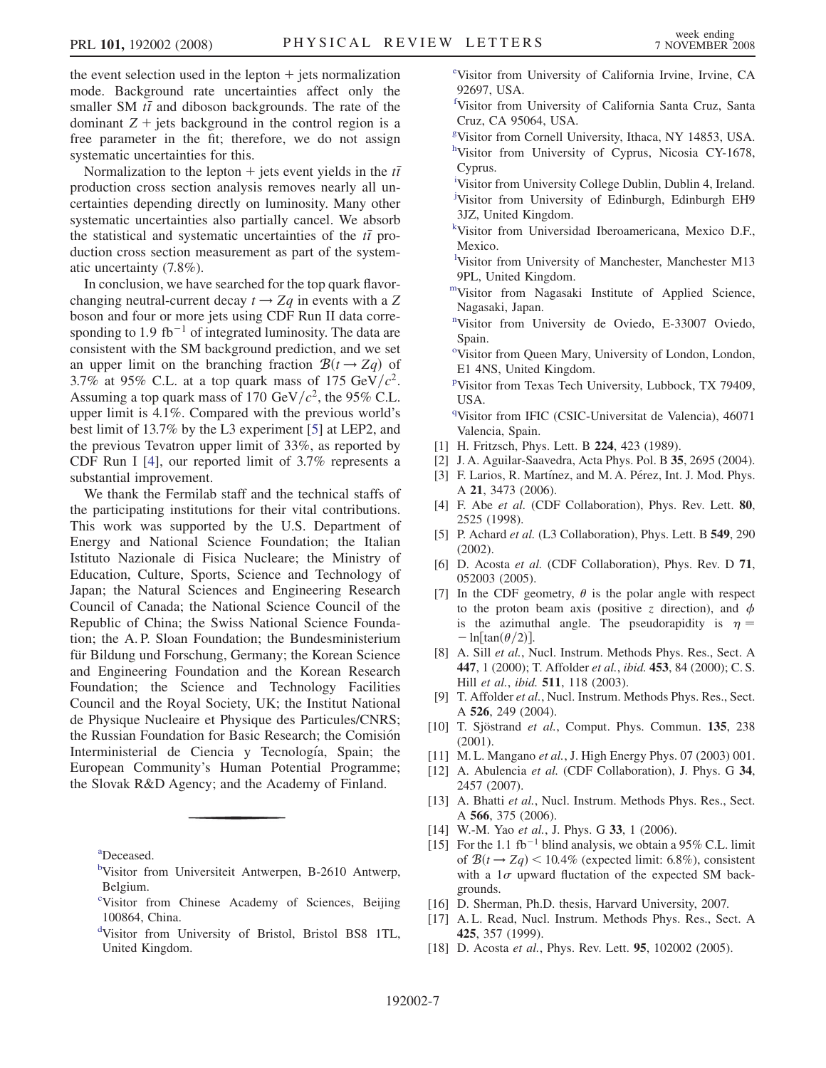the event selection used in the lepton + jets normalization mode. Background rate uncertainties affect only the smaller SM $t\bar{t}$ and diboson backgrounds. The rate of the dominant $Z$ + jets background in the control region is a free parameter in the fit; therefore, we do not assign systematic uncertainties for this.

Normalization to the lepton + jets event yields in the $t\bar{t}$ production cross section analysis removes nearly all uncertainties depending directly on luminosity. Many other systematic uncertainties also partially cancel. We absorb the statistical and systematic uncertainties of the $t\bar{t}$ production cross section measurement as part of the systematic uncertainty (7.8%).

In conclusion, we have searched for the top quark flavor-changing neutral-current decay $t \rightarrow Zq$ in events with a $Z$ boson and four or more jets using CDF Run II data corresponding to 1.9 $\text{fb}^{-1}$ of integrated luminosity. The data are consistent with the SM background prediction, and we set an upper limit on the branching fraction $\mathcal{B}(t \rightarrow Zq)$ of 3.7% at 95% C.L. at a top quark mass of 175 $\text{GeV}/c^2$. Assuming a top quark mass of 170 $\text{GeV}/c^2$, the 95% C.L. upper limit is 4.1%. Compared with the previous world's best limit of 13.7% by the L3 experiment [5] at LEP2, and the previous Tevatron upper limit of 33%, as reported by CDF Run I [4], our reported limit of 3.7% represents a substantial improvement.

We thank the Fermilab staff and the technical staffs of the participating institutions for their vital contributions. This work was supported by the U.S. Department of Energy and National Science Foundation; the Italian Istituto Nazionale di Fisica Nucleare; the Ministry of Education, Culture, Sports, Science and Technology of Japan; the Natural Sciences and Engineering Research Council of Canada; the National Science Council of the Republic of China; the Swiss National Science Foundation; the A. P. Sloan Foundation; the Bundesministerium für Bildung und Forschung, Germany; the Korean Science and Engineering Foundation and the Korean Research Foundation; the Science and Technology Facilities Council and the Royal Society, UK; the Institut National de Physique Nucleaire et Physique des Particules/CNRS; the Russian Foundation for Basic Research; the Comisión Interministerial de Ciencia y Tecnología, Spain; the European Community's Human Potential Programme; the Slovak R&D Agency; and the Academy of Finland.

---

[a]Deceased.

[b]Visitor from Universiteit Antwerpen, B-2610 Antwerp, Belgium.

[c]Visitor from Chinese Academy of Sciences, Beijing 100864, China.

[d]Visitor from University of Bristol, Bristol BS8 1TL, United Kingdom.

[e]Visitor from University of California Irvine, Irvine, CA 92697, USA.

[f]Visitor from University of California Santa Cruz, Santa Cruz, CA 95064, USA.

[g]Visitor from Cornell University, Ithaca, NY 14853, USA.

[h]Visitor from University of Cyprus, Nicosia CY-1678, Cyprus.

[i]Visitor from University College Dublin, Dublin 4, Ireland.

[j]Visitor from University of Edinburgh, Edinburgh EH9 3JZ, United Kingdom.

[k]Visitor from Universidad Iberoamericana, Mexico D.F., Mexico.

[l]Visitor from University of Manchester, Manchester M13 9PL, United Kingdom.

[m]Visitor from Nagasaki Institute of Applied Science, Nagasaki, Japan.

[n]Visitor from University de Oviedo, E-33007 Oviedo, Spain.

[o]Visitor from Queen Mary, University of London, London, E1 4NS, United Kingdom.

[p]Visitor from Texas Tech University, Lubbock, TX 79409, USA.

[q]Visitor from IFIC (CSIC-Universitat de Valencia), 46071 Valencia, Spain.

[1] H. Fritzsch, Phys. Lett. B **224**, 423 (1989).

[2] J. A. Aguilar-Saavedra, Acta Phys. Pol. B **35**, 2695 (2004).

[3] F. Larios, R. Martínez, and M. A. Pérez, Int. J. Mod. Phys. A **21**, 3473 (2006).

[4] F. Abe *et al.* (CDF Collaboration), Phys. Rev. Lett. **80**, 2525 (1998).

[5] P. Achard *et al.* (L3 Collaboration), Phys. Lett. B **549**, 290 (2002).

[6] D. Acosta *et al.* (CDF Collaboration), Phys. Rev. D **71**, 052003 (2005).

[7] In the CDF geometry, $\theta$ is the polar angle with respect to the proton beam axis (positive $z$ direction), and $\phi$ is the azimuthal angle. The pseudorapidity is $\eta = -\ln[\tan(\theta/2)]$.

[8] A. Sill *et al.*, Nucl. Instrum. Methods Phys. Res., Sect. A **447**, 1 (2000); T. Affolder *et al.*, *ibid.* **453**, 84 (2000); C. S. Hill *et al.*, *ibid.* **511**, 118 (2003).

[9] T. Affolder *et al.*, Nucl. Instrum. Methods Phys. Res., Sect. A **526**, 249 (2004).

[10] T. Sjöstrand *et al.*, Comput. Phys. Commun. **135**, 238 (2001).

[11] M. L. Mangano *et al.*, J. High Energy Phys. 07 (2003) 001.

[12] A. Abulencia *et al.* (CDF Collaboration), J. Phys. G **34**, 2457 (2007).

[13] A. Bhatti *et al.*, Nucl. Instrum. Methods Phys. Res., Sect. A **566**, 375 (2006).

[14] W.-M. Yao *et al.*, J. Phys. G **33**, 1 (2006).

[15] For the 1.1 $\text{fb}^{-1}$ blind analysis, we obtain a 95% C.L. limit of $\mathcal{B}(t \rightarrow Zq) < 10.4\%$ (expected limit: 6.8%), consistent with a $1\sigma$ upward fluctation of the expected SM backgrounds.

[16] D. Sherman, Ph.D. thesis, Harvard University, 2007.

[17] A. L. Read, Nucl. Instrum. Methods Phys. Res., Sect. A **425**, 357 (1999).

[18] D. Acosta *et al.*, Phys. Rev. Lett. **95**, 102002 (2005).